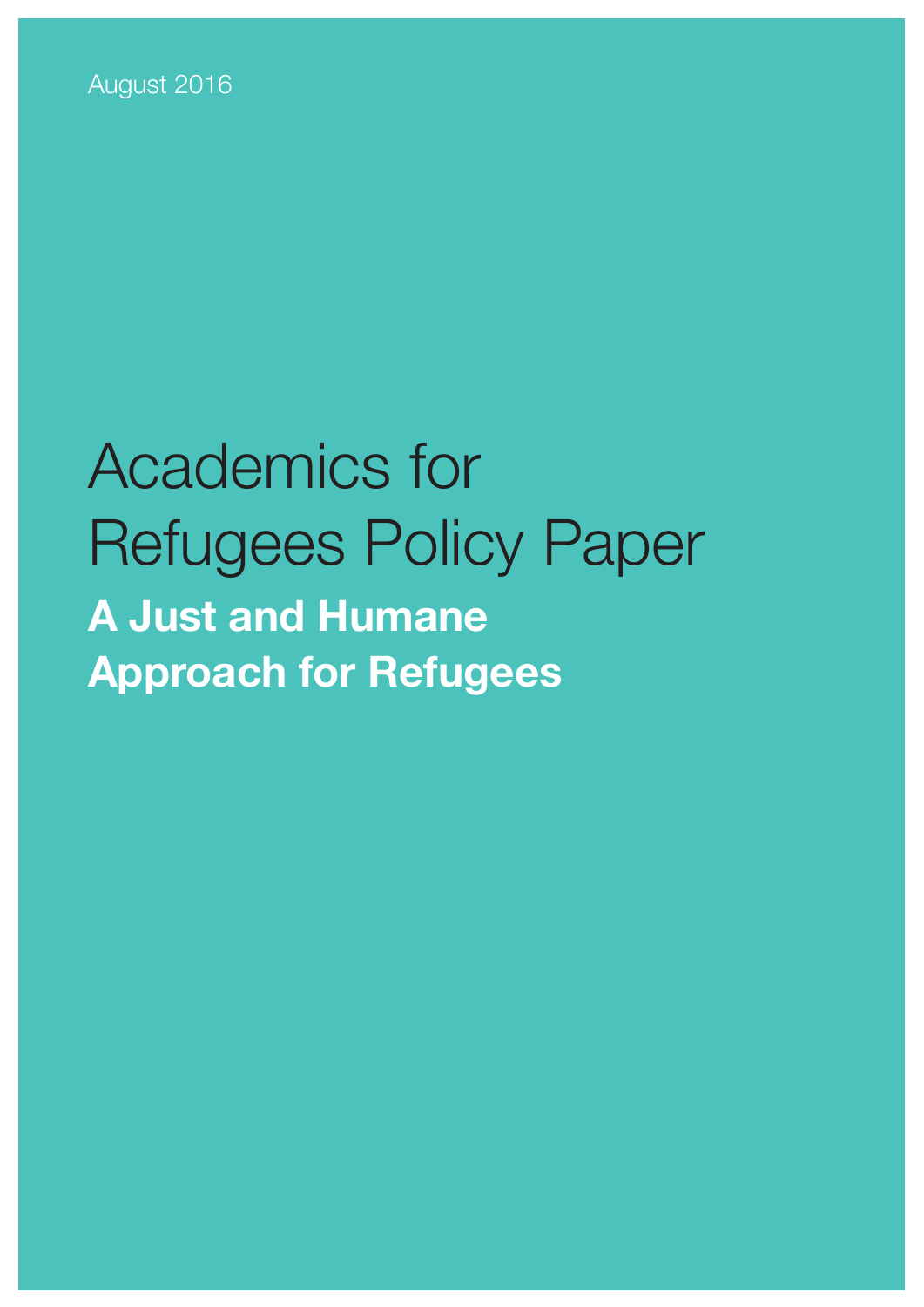August 2016

# Academics for Refugees Policy Paper

## A Just and Humane Approach for Refugees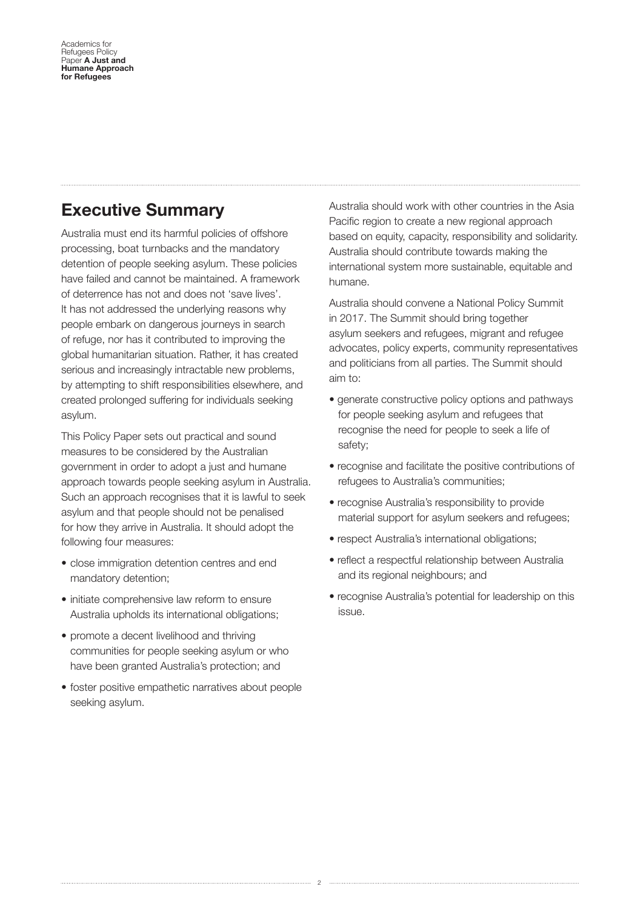## Executive Summary

Australia must end its harmful policies of offshore processing, boat turnbacks and the mandatory detention of people seeking asylum. These policies have failed and cannot be maintained. A framework of deterrence has not and does not 'save lives'. It has not addressed the underlying reasons why people embark on dangerous journeys in search of refuge, nor has it contributed to improving the global humanitarian situation. Rather, it has created serious and increasingly intractable new problems, by attempting to shift responsibilities elsewhere, and created prolonged suffering for individuals seeking asylum.

This Policy Paper sets out practical and sound measures to be considered by the Australian government in order to adopt a just and humane approach towards people seeking asylum in Australia. Such an approach recognises that it is lawful to seek asylum and that people should not be penalised for how they arrive in Australia. It should adopt the following four measures:

- close immigration detention centres and end mandatory detention;
- initiate comprehensive law reform to ensure Australia upholds its international obligations;
- promote a decent livelihood and thriving communities for people seeking asylum or who have been granted Australia's protection; and
- foster positive empathetic narratives about people seeking asylum.

Australia should work with other countries in the Asia Pacific region to create a new regional approach based on equity, capacity, responsibility and solidarity. Australia should contribute towards making the international system more sustainable, equitable and humane.

Australia should convene a National Policy Summit in 2017. The Summit should bring together asylum seekers and refugees, migrant and refugee advocates, policy experts, community representatives and politicians from all parties. The Summit should aim to:

- generate constructive policy options and pathways for people seeking asylum and refugees that recognise the need for people to seek a life of safety;
- recognise and facilitate the positive contributions of refugees to Australia's communities;
- recognise Australia's responsibility to provide material support for asylum seekers and refugees;
- respect Australia's international obligations;
- reflect a respectful relationship between Australia and its regional neighbours; and
- recognise Australia's potential for leadership on this issue.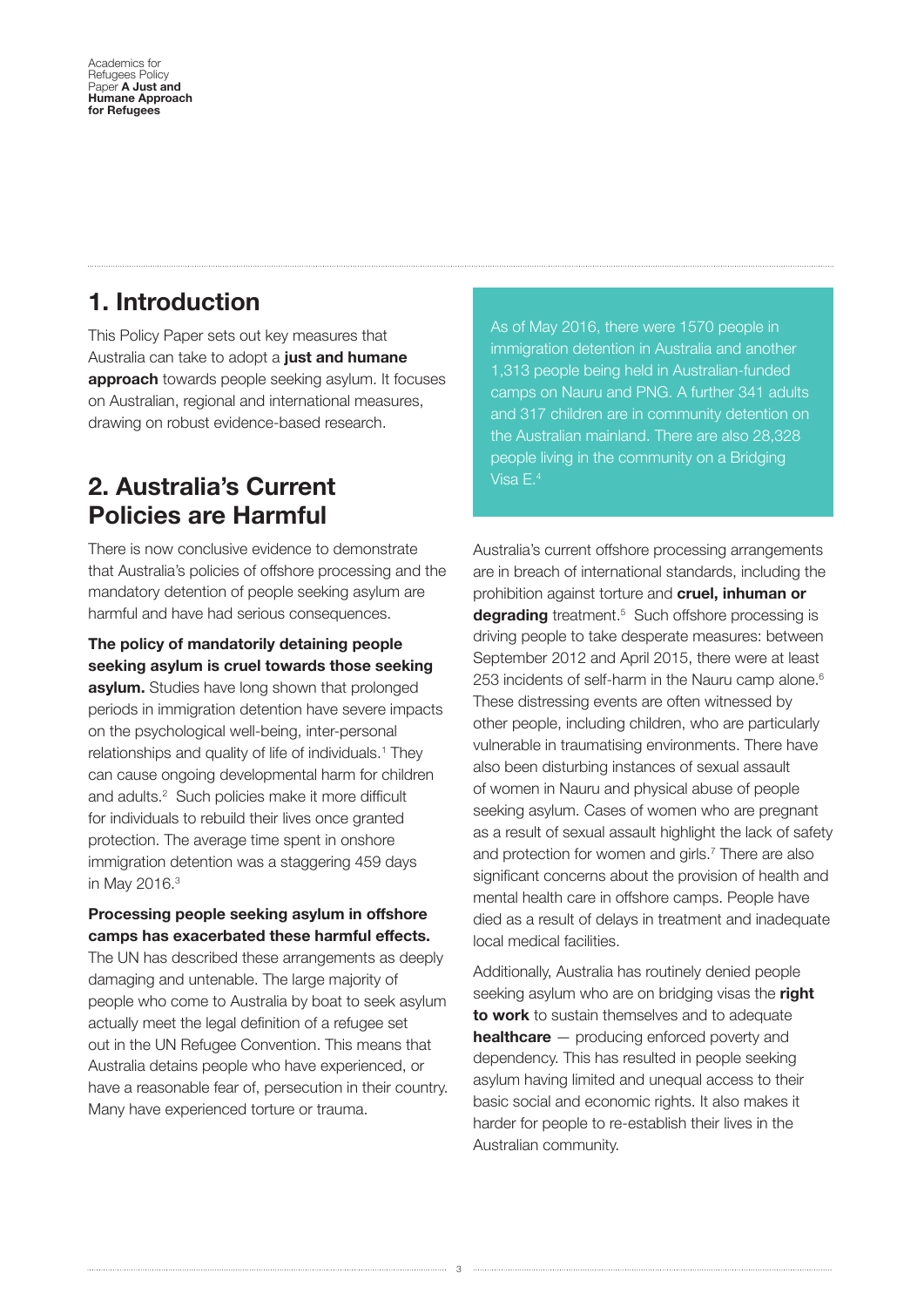## 1. Introduction

This Policy Paper sets out key measures that Australia can take to adopt a **just and humane approach** towards people seeking asylum. It focuses on Australian, regional and international measures, drawing on robust evidence-based research.

## 2. Australia's Current Policies are Harmful

There is now conclusive evidence to demonstrate that Australia's policies of offshore processing and the mandatory detention of people seeking asylum are harmful and have had serious consequences.

**The policy of mandatorily detaining people seeking asylum is cruel towards those seeking asylum.** Studies have long shown that prolonged periods in immigration detention have severe impacts on the psychological well-being, inter-personal relationships and quality of life of individuals.[1] They can cause ongoing developmental harm for children and adults.[2] Such policies make it more difficult for individuals to rebuild their lives once granted protection. The average time spent in onshore immigration detention was a staggering 459 days in May 2016.[3]

**Processing people seeking asylum in offshore camps has exacerbated these harmful effects.** The UN has described these arrangements as deeply damaging and untenable. The large majority of people who come to Australia by boat to seek asylum actually meet the legal definition of a refugee set out in the UN Refugee Convention. This means that Australia detains people who have experienced, or have a reasonable fear of, persecution in their country. Many have experienced torture or trauma.

As of May 2016, there were 1570 people in immigration detention in Australia and another 1,313 people being held in Australian-funded camps on Nauru and PNG. A further 341 adults and 317 children are in community detention on the Australian mainland. There are also 28,328 people living in the community on a Bridging Visa E.[4]

Australia's current offshore processing arrangements are in breach of international standards, including the prohibition against torture and **cruel, inhuman or degrading** treatment.[5] Such offshore processing is driving people to take desperate measures: between September 2012 and April 2015, there were at least 253 incidents of self-harm in the Nauru camp alone.[6] These distressing events are often witnessed by other people, including children, who are particularly vulnerable in traumatising environments. There have also been disturbing instances of sexual assault of women in Nauru and physical abuse of people seeking asylum. Cases of women who are pregnant as a result of sexual assault highlight the lack of safety and protection for women and girls.[7] There are also significant concerns about the provision of health and mental health care in offshore camps. People have died as a result of delays in treatment and inadequate local medical facilities.

Additionally, Australia has routinely denied people seeking asylum who are on bridging visas the **right to work** to sustain themselves and to adequate **healthcare** — producing enforced poverty and dependency. This has resulted in people seeking asylum having limited and unequal access to their basic social and economic rights. It also makes it harder for people to re-establish their lives in the Australian community.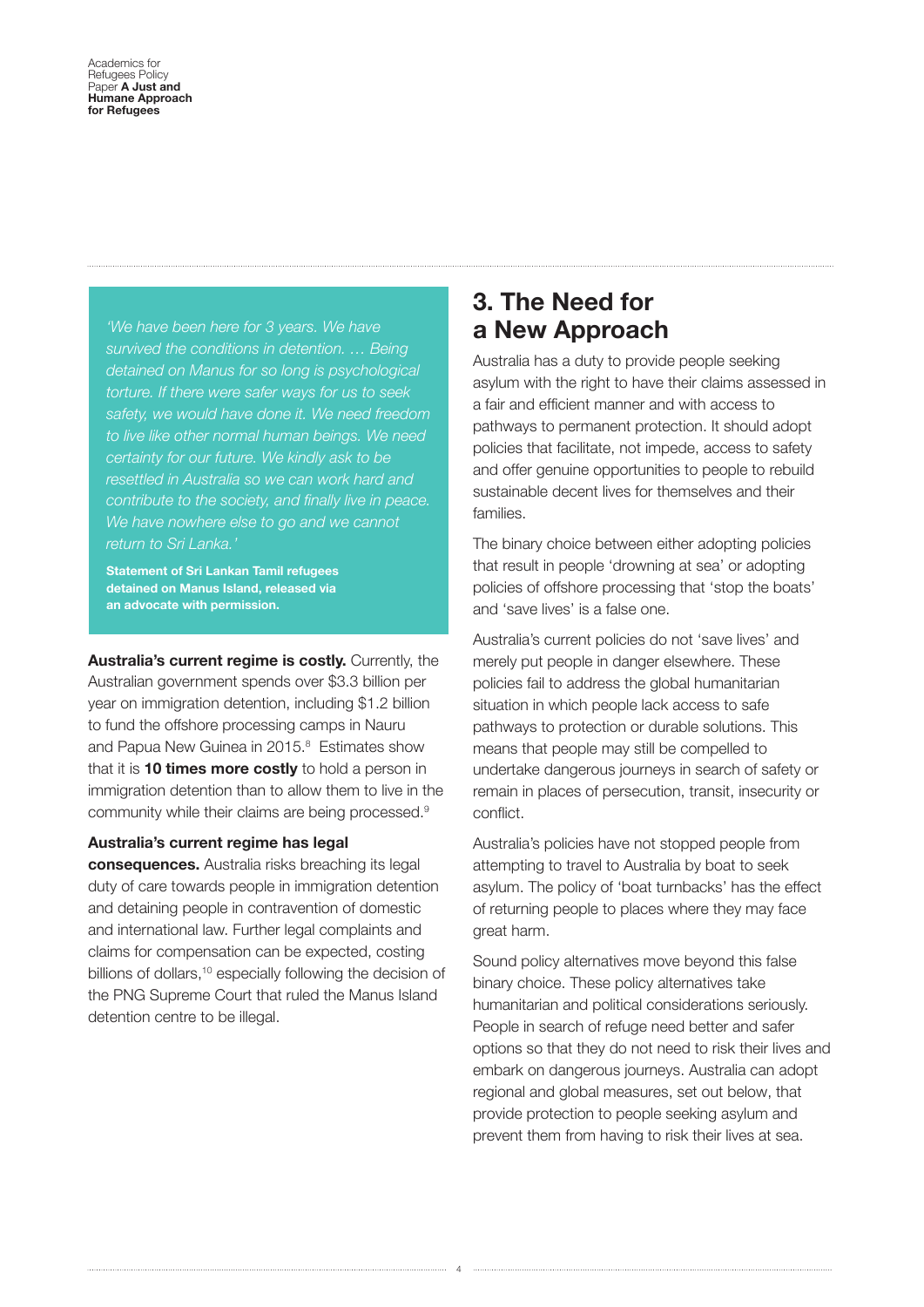*'We have been here for 3 years. We have survived the conditions in detention. … Being detained on Manus for so long is psychological torture. If there were safer ways for us to seek safety, we would have done it. We need freedom to live like other normal human beings. We need certainty for our future. We kindly ask to be resettled in Australia so we can work hard and contribute to the society, and finally live in peace. We have nowhere else to go and we cannot return to Sri Lanka.'*

**Statement of Sri Lankan Tamil refugees detained on Manus Island, released via an advocate with permission.**

**Australia's current regime is costly.** Currently, the Australian government spends over $3.3 billion per year on immigration detention, including $1.2 billion to fund the offshore processing camps in Nauru and Papua New Guinea in 2015.[8] Estimates show that it is **10 times more costly** to hold a person in immigration detention than to allow them to live in the community while their claims are being processed.[9]

**Australia's current regime has legal consequences.** Australia risks breaching its legal duty of care towards people in immigration detention and detaining people in contravention of domestic and international law. Further legal complaints and claims for compensation can be expected, costing billions of dollars,[10] especially following the decision of the PNG Supreme Court that ruled the Manus Island detention centre to be illegal.

## 3. The Need for a New Approach

Australia has a duty to provide people seeking asylum with the right to have their claims assessed in a fair and efficient manner and with access to pathways to permanent protection. It should adopt policies that facilitate, not impede, access to safety and offer genuine opportunities to people to rebuild sustainable decent lives for themselves and their families.

The binary choice between either adopting policies that result in people 'drowning at sea' or adopting policies of offshore processing that 'stop the boats' and 'save lives' is a false one.

Australia's current policies do not 'save lives' and merely put people in danger elsewhere. These policies fail to address the global humanitarian situation in which people lack access to safe pathways to protection or durable solutions. This means that people may still be compelled to undertake dangerous journeys in search of safety or remain in places of persecution, transit, insecurity or conflict.

Australia's policies have not stopped people from attempting to travel to Australia by boat to seek asylum. The policy of 'boat turnbacks' has the effect of returning people to places where they may face great harm.

Sound policy alternatives move beyond this false binary choice. These policy alternatives take humanitarian and political considerations seriously. People in search of refuge need better and safer options so that they do not need to risk their lives and embark on dangerous journeys. Australia can adopt regional and global measures, set out below, that provide protection to people seeking asylum and prevent them from having to risk their lives at sea.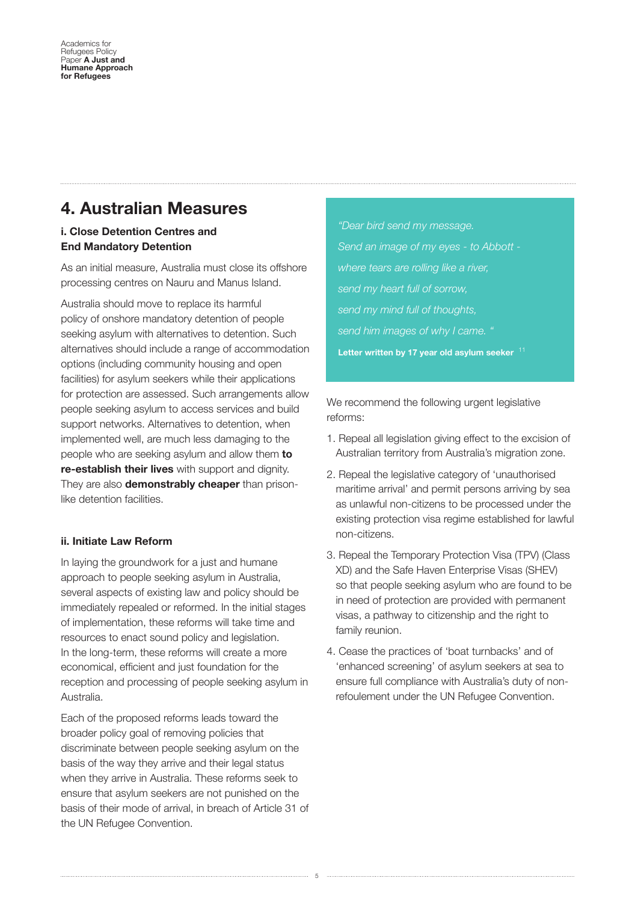## 4. Australian Measures

### i. Close Detention Centres and End Mandatory Detention

As an initial measure, Australia must close its offshore processing centres on Nauru and Manus Island.

Australia should move to replace its harmful policy of onshore mandatory detention of people seeking asylum with alternatives to detention. Such alternatives should include a range of accommodation options (including community housing and open facilities) for asylum seekers while their applications for protection are assessed. Such arrangements allow people seeking asylum to access services and build support networks. Alternatives to detention, when implemented well, are much less damaging to the people who are seeking asylum and allow them **to re-establish their lives** with support and dignity. They are also **demonstrably cheaper** than prison-like detention facilities.

### ii. Initiate Law Reform

In laying the groundwork for a just and humane approach to people seeking asylum in Australia, several aspects of existing law and policy should be immediately repealed or reformed. In the initial stages of implementation, these reforms will take time and resources to enact sound policy and legislation. In the long-term, these reforms will create a more economical, efficient and just foundation for the reception and processing of people seeking asylum in Australia.

Each of the proposed reforms leads toward the broader policy goal of removing policies that discriminate between people seeking asylum on the basis of the way they arrive and their legal status when they arrive in Australia. These reforms seek to ensure that asylum seekers are not punished on the basis of their mode of arrival, in breach of Article 31 of the UN Refugee Convention.

> *"Dear bird send my message.*
> *Send an image of my eyes - to Abbott -*
> *where tears are rolling like a river,*
> *send my heart full of sorrow,*
> *send my mind full of thoughts,*
> *send him images of why I came. "*
>
> **Letter written by 17 year old asylum seeker** [11]

We recommend the following urgent legislative reforms:

1. Repeal all legislation giving effect to the excision of Australian territory from Australia's migration zone.
2. Repeal the legislative category of 'unauthorised maritime arrival' and permit persons arriving by sea as unlawful non-citizens to be processed under the existing protection visa regime established for lawful non-citizens.
3. Repeal the Temporary Protection Visa (TPV) (Class XD) and the Safe Haven Enterprise Visas (SHEV) so that people seeking asylum who are found to be in need of protection are provided with permanent visas, a pathway to citizenship and the right to family reunion.
4. Cease the practices of 'boat turnbacks' and of 'enhanced screening' of asylum seekers at sea to ensure full compliance with Australia's duty of non-refoulement under the UN Refugee Convention.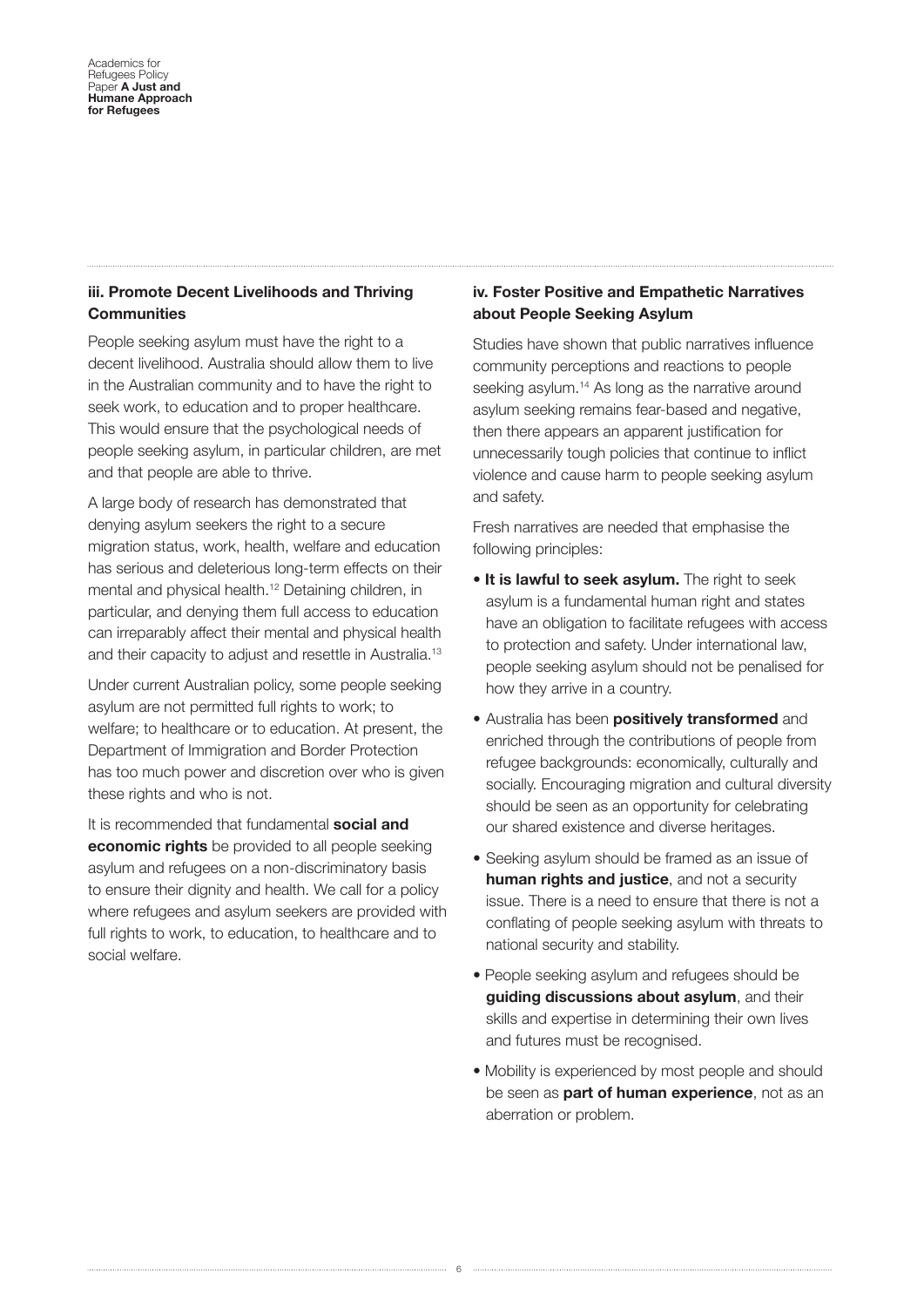### iii. Promote Decent Livelihoods and Thriving Communities

People seeking asylum must have the right to a decent livelihood. Australia should allow them to live in the Australian community and to have the right to seek work, to education and to proper healthcare. This would ensure that the psychological needs of people seeking asylum, in particular children, are met and that people are able to thrive.

A large body of research has demonstrated that denying asylum seekers the right to a secure migration status, work, health, welfare and education has serious and deleterious long-term effects on their mental and physical health.[12] Detaining children, in particular, and denying them full access to education can irreparably affect their mental and physical health and their capacity to adjust and resettle in Australia.[13]

Under current Australian policy, some people seeking asylum are not permitted full rights to work; to welfare; to healthcare or to education. At present, the Department of Immigration and Border Protection has too much power and discretion over who is given these rights and who is not.

It is recommended that fundamental **social and economic rights** be provided to all people seeking asylum and refugees on a non-discriminatory basis to ensure their dignity and health. We call for a policy where refugees and asylum seekers are provided with full rights to work, to education, to healthcare and to social welfare.

### iv. Foster Positive and Empathetic Narratives about People Seeking Asylum

Studies have shown that public narratives influence community perceptions and reactions to people seeking asylum.[14] As long as the narrative around asylum seeking remains fear-based and negative, then there appears an apparent justification for unnecessarily tough policies that continue to inflict violence and cause harm to people seeking asylum and safety.

Fresh narratives are needed that emphasise the following principles:

- **It is lawful to seek asylum.** The right to seek asylum is a fundamental human right and states have an obligation to facilitate refugees with access to protection and safety. Under international law, people seeking asylum should not be penalised for how they arrive in a country.
- Australia has been **positively transformed** and enriched through the contributions of people from refugee backgrounds: economically, culturally and socially. Encouraging migration and cultural diversity should be seen as an opportunity for celebrating our shared existence and diverse heritages.
- Seeking asylum should be framed as an issue of **human rights and justice**, and not a security issue. There is a need to ensure that there is not a conflating of people seeking asylum with threats to national security and stability.
- People seeking asylum and refugees should be **guiding discussions about asylum**, and their skills and expertise in determining their own lives and futures must be recognised.
- Mobility is experienced by most people and should be seen as **part of human experience**, not as an aberration or problem.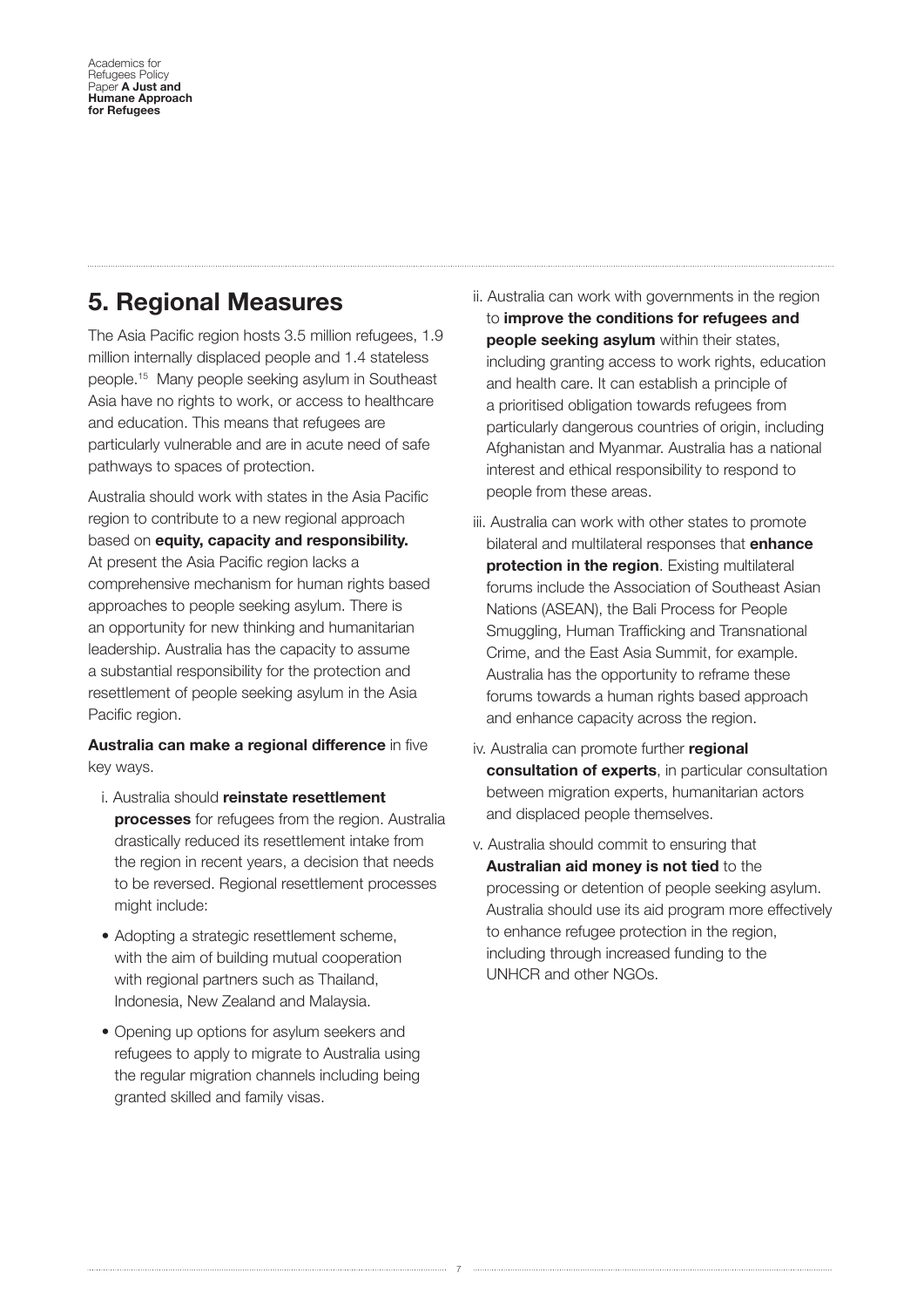## 5. Regional Measures

The Asia Pacific region hosts 3.5 million refugees, 1.9 million internally displaced people and 1.4 stateless people.[15] Many people seeking asylum in Southeast Asia have no rights to work, or access to healthcare and education. This means that refugees are particularly vulnerable and are in acute need of safe pathways to spaces of protection.

Australia should work with states in the Asia Pacific region to contribute to a new regional approach based on **equity, capacity and responsibility.** At present the Asia Pacific region lacks a comprehensive mechanism for human rights based approaches to people seeking asylum. There is an opportunity for new thinking and humanitarian leadership. Australia has the capacity to assume a substantial responsibility for the protection and resettlement of people seeking asylum in the Asia Pacific region.

**Australia can make a regional difference** in five key ways.

i. Australia should **reinstate resettlement processes** for refugees from the region. Australia drastically reduced its resettlement intake from the region in recent years, a decision that needs to be reversed. Regional resettlement processes might include:

- Adopting a strategic resettlement scheme, with the aim of building mutual cooperation with regional partners such as Thailand, Indonesia, New Zealand and Malaysia.
- Opening up options for asylum seekers and refugees to apply to migrate to Australia using the regular migration channels including being granted skilled and family visas.

ii. Australia can work with governments in the region to **improve the conditions for refugees and people seeking asylum** within their states, including granting access to work rights, education and health care. It can establish a principle of a prioritised obligation towards refugees from particularly dangerous countries of origin, including Afghanistan and Myanmar. Australia has a national interest and ethical responsibility to respond to people from these areas.

iii. Australia can work with other states to promote bilateral and multilateral responses that **enhance protection in the region**. Existing multilateral forums include the Association of Southeast Asian Nations (ASEAN), the Bali Process for People Smuggling, Human Trafficking and Transnational Crime, and the East Asia Summit, for example. Australia has the opportunity to reframe these forums towards a human rights based approach and enhance capacity across the region.

iv. Australia can promote further **regional consultation of experts**, in particular consultation between migration experts, humanitarian actors and displaced people themselves.

v. Australia should commit to ensuring that **Australian aid money is not tied** to the processing or detention of people seeking asylum. Australia should use its aid program more effectively to enhance refugee protection in the region, including through increased funding to the UNHCR and other NGOs.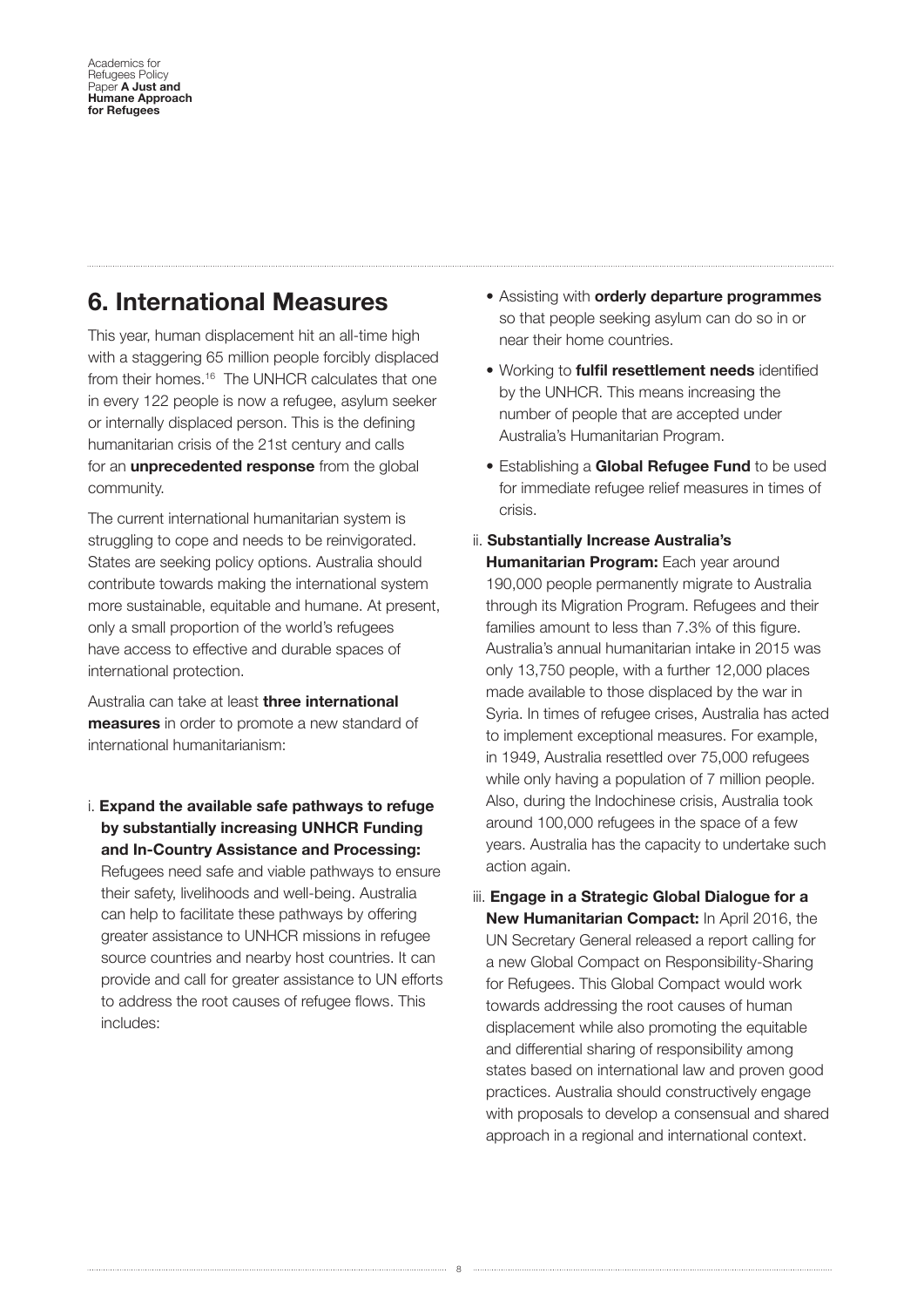## 6. International Measures

This year, human displacement hit an all-time high with a staggering 65 million people forcibly displaced from their homes.[16] The UNHCR calculates that one in every 122 people is now a refugee, asylum seeker or internally displaced person. This is the defining humanitarian crisis of the 21st century and calls for an **unprecedented response** from the global community.

The current international humanitarian system is struggling to cope and needs to be reinvigorated. States are seeking policy options. Australia should contribute towards making the international system more sustainable, equitable and humane. At present, only a small proportion of the world's refugees have access to effective and durable spaces of international protection.

Australia can take at least **three international measures** in order to promote a new standard of international humanitarianism:

i. **Expand the available safe pathways to refuge by substantially increasing UNHCR Funding and In-Country Assistance and Processing:** Refugees need safe and viable pathways to ensure their safety, livelihoods and well-being. Australia can help to facilitate these pathways by offering greater assistance to UNHCR missions in refugee source countries and nearby host countries. It can provide and call for greater assistance to UN efforts to address the root causes of refugee flows. This includes:

- Assisting with **orderly departure programmes** so that people seeking asylum can do so in or near their home countries.
- Working to **fulfil resettlement needs** identified by the UNHCR. This means increasing the number of people that are accepted under Australia's Humanitarian Program.
- Establishing a **Global Refugee Fund** to be used for immediate refugee relief measures in times of crisis.

ii. **Substantially Increase Australia's Humanitarian Program:** Each year around 190,000 people permanently migrate to Australia through its Migration Program. Refugees and their families amount to less than 7.3% of this figure. Australia's annual humanitarian intake in 2015 was only 13,750 people, with a further 12,000 places made available to those displaced by the war in Syria. In times of refugee crises, Australia has acted to implement exceptional measures. For example, in 1949, Australia resettled over 75,000 refugees while only having a population of 7 million people. Also, during the Indochinese crisis, Australia took around 100,000 refugees in the space of a few years. Australia has the capacity to undertake such action again.

iii. **Engage in a Strategic Global Dialogue for a New Humanitarian Compact:** In April 2016, the UN Secretary General released a report calling for a new Global Compact on Responsibility-Sharing for Refugees. This Global Compact would work towards addressing the root causes of human displacement while also promoting the equitable and differential sharing of responsibility among states based on international law and proven good practices. Australia should constructively engage with proposals to develop a consensual and shared approach in a regional and international context.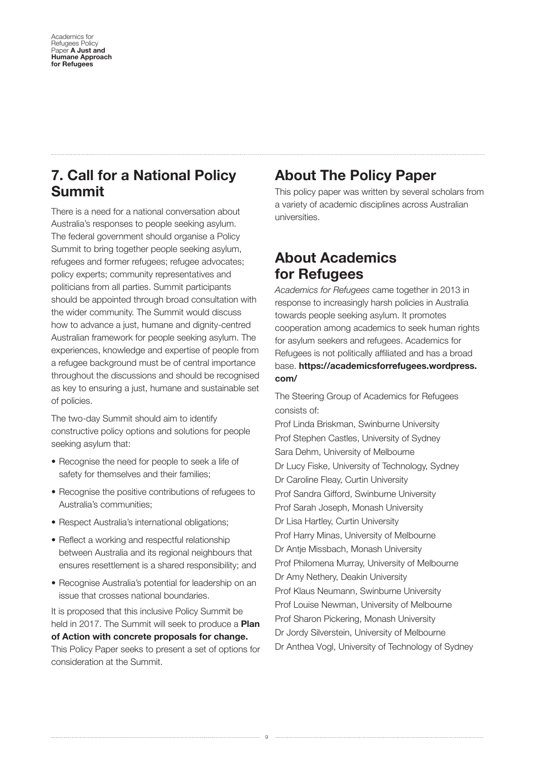## 7. Call for a National Policy Summit

There is a need for a national conversation about Australia's responses to people seeking asylum. The federal government should organise a Policy Summit to bring together people seeking asylum, refugees and former refugees; refugee advocates; policy experts; community representatives and politicians from all parties. Summit participants should be appointed through broad consultation with the wider community. The Summit would discuss how to advance a just, humane and dignity-centred Australian framework for people seeking asylum. The experiences, knowledge and expertise of people from a refugee background must be of central importance throughout the discussions and should be recognised as key to ensuring a just, humane and sustainable set of policies.

The two-day Summit should aim to identify constructive policy options and solutions for people seeking asylum that:

- Recognise the need for people to seek a life of safety for themselves and their families;
- Recognise the positive contributions of refugees to Australia's communities;
- Respect Australia's international obligations;
- Reflect a working and respectful relationship between Australia and its regional neighbours that ensures resettlement is a shared responsibility; and
- Recognise Australia's potential for leadership on an issue that crosses national boundaries.

It is proposed that this inclusive Policy Summit be held in 2017. The Summit will seek to produce a **Plan of Action with concrete proposals for change.** This Policy Paper seeks to present a set of options for consideration at the Summit.

## About The Policy Paper

This policy paper was written by several scholars from a variety of academic disciplines across Australian universities.

## About Academics for Refugees

*Academics for Refugees* came together in 2013 in response to increasingly harsh policies in Australia towards people seeking asylum. It promotes cooperation among academics to seek human rights for asylum seekers and refugees. Academics for Refugees is not politically affiliated and has a broad base. **https://academicsforrefugees.wordpress.com/**

The Steering Group of Academics for Refugees consists of:

Prof Linda Briskman, Swinburne University
Prof Stephen Castles, University of Sydney
Sara Dehm, University of Melbourne
Dr Lucy Fiske, University of Technology, Sydney
Dr Caroline Fleay, Curtin University
Prof Sandra Gifford, Swinburne University
Prof Sarah Joseph, Monash University
Dr Lisa Hartley, Curtin University
Prof Harry Minas, University of Melbourne
Dr Antje Missbach, Monash University
Prof Philomena Murray, University of Melbourne
Dr Amy Nethery, Deakin University
Prof Klaus Neumann, Swinburne University
Prof Louise Newman, University of Melbourne
Prof Sharon Pickering, Monash University
Dr Jordy Silverstein, University of Melbourne
Dr Anthea Vogl, University of Technology of Sydney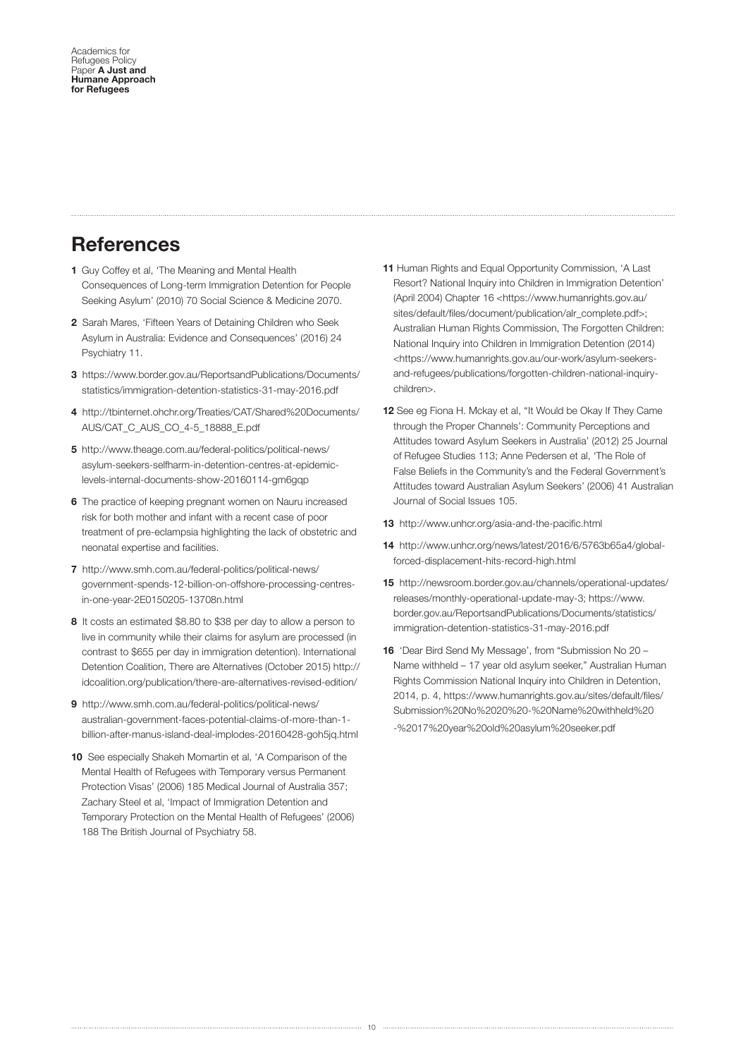## References

**1** Guy Coffey et al, 'The Meaning and Mental Health Consequences of Long-term Immigration Detention for People Seeking Asylum' (2010) 70 Social Science & Medicine 2070.

**2** Sarah Mares, 'Fifteen Years of Detaining Children who Seek Asylum in Australia: Evidence and Consequences' (2016) 24 Psychiatry 11.

**3** https://www.border.gov.au/ReportsandPublications/Documents/statistics/immigration-detention-statistics-31-may-2016.pdf

**4** http://tbinternet.ohchr.org/Treaties/CAT/Shared%20Documents/AUS/CAT_C_AUS_CO_4-5_18888_E.pdf

**5** http://www.theage.com.au/federal-politics/political-news/asylum-seekers-selfharm-in-detention-centres-at-epidemic-levels-internal-documents-show-20160114-gm6gqp

**6** The practice of keeping pregnant women on Nauru increased risk for both mother and infant with a recent case of poor treatment of pre-eclampsia highlighting the lack of obstetric and neonatal expertise and facilities.

**7** http://www.smh.com.au/federal-politics/political-news/government-spends-12-billion-on-offshore-processing-centres-in-one-year-2E0150205-13708n.html

**8** It costs an estimated \$8.80 to \$38 per day to allow a person to live in community while their claims for asylum are processed (in contrast to \$655 per day in immigration detention). International Detention Coalition, There are Alternatives (October 2015) http://idcoalition.org/publication/there-are-alternatives-revised-edition/

**9** http://www.smh.com.au/federal-politics/political-news/australian-government-faces-potential-claims-of-more-than-1-billion-after-manus-island-deal-implodes-20160428-goh5jq.html

**10** See especially Shakeh Momartin et al, 'A Comparison of the Mental Health of Refugees with Temporary versus Permanent Protection Visas' (2006) 185 Medical Journal of Australia 357; Zachary Steel et al, 'Impact of Immigration Detention and Temporary Protection on the Mental Health of Refugees' (2006) 188 The British Journal of Psychiatry 58.

**11** Human Rights and Equal Opportunity Commission, 'A Last Resort? National Inquiry into Children in Immigration Detention' (April 2004) Chapter 16 <https://www.humanrights.gov.au/sites/default/files/document/publication/alr_complete.pdf>; Australian Human Rights Commission, The Forgotten Children: National Inquiry into Children in Immigration Detention (2014) <https://www.humanrights.gov.au/our-work/asylum-seekers-and-refugees/publications/forgotten-children-national-inquiry-children>.

**12** See eg Fiona H. Mckay et al, "It Would be Okay If They Came through the Proper Channels': Community Perceptions and Attitudes toward Asylum Seekers in Australia' (2012) 25 Journal of Refugee Studies 113; Anne Pedersen et al, 'The Role of False Beliefs in the Community's and the Federal Government's Attitudes toward Australian Asylum Seekers' (2006) 41 Australian Journal of Social Issues 105.

**13** http://www.unhcr.org/asia-and-the-pacific.html

**14** http://www.unhcr.org/news/latest/2016/6/5763b65a4/global-forced-displacement-hits-record-high.html

**15** http://newsroom.border.gov.au/channels/operational-updates/releases/monthly-operational-update-may-3; https://www.border.gov.au/ReportsandPublications/Documents/statistics/immigration-detention-statistics-31-may-2016.pdf

**16** 'Dear Bird Send My Message', from "Submission No 20 – Name withheld – 17 year old asylum seeker," Australian Human Rights Commission National Inquiry into Children in Detention, 2014, p. 4, https://www.humanrights.gov.au/sites/default/files/Submission%20No%2020%20-%20Name%20withheld%20-%2017%20year%20old%20asylum%20seeker.pdf